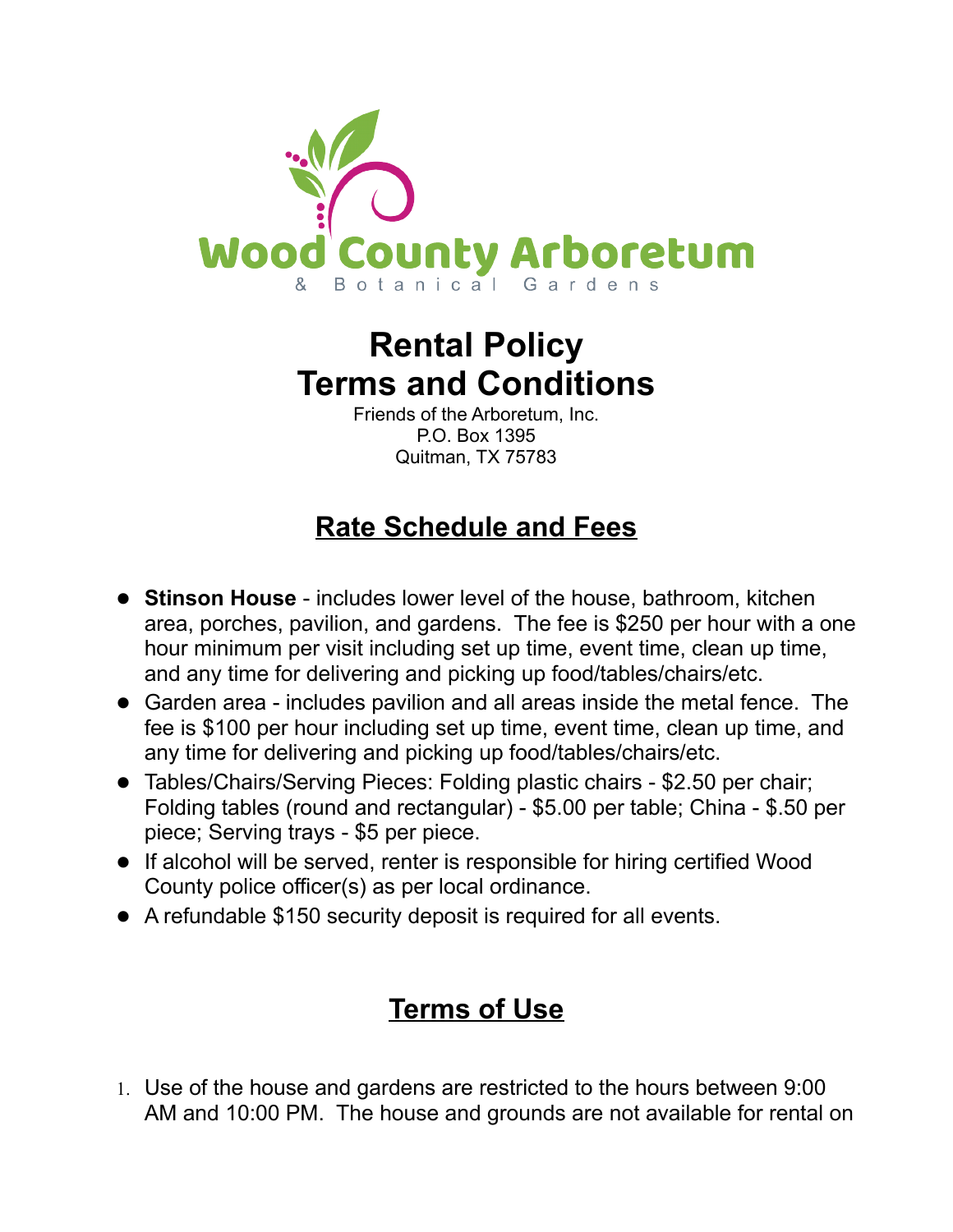Wood County Arboretum
& Botanical Gardens

# Rental Policy
# Terms and Conditions

Friends of the Arboretum, Inc.
P.O. Box 1395
Quitman, TX 75783

## Rate Schedule and Fees

- **Stinson House** - includes lower level of the house, bathroom, kitchen area, porches, pavilion, and gardens. The fee is $250 per hour with a one hour minimum per visit including set up time, event time, clean up time, and any time for delivering and picking up food/tables/chairs/etc.
- Garden area - includes pavilion and all areas inside the metal fence. The fee is $100 per hour including set up time, event time, clean up time, and any time for delivering and picking up food/tables/chairs/etc.
- Tables/Chairs/Serving Pieces: Folding plastic chairs - $2.50 per chair; Folding tables (round and rectangular) - $5.00 per table; China - $.50 per piece; Serving trays - $5 per piece.
- If alcohol will be served, renter is responsible for hiring certified Wood County police officer(s) as per local ordinance.
- A refundable $150 security deposit is required for all events.

## Terms of Use

1. Use of the house and gardens are restricted to the hours between 9:00 AM and 10:00 PM. The house and grounds are not available for rental on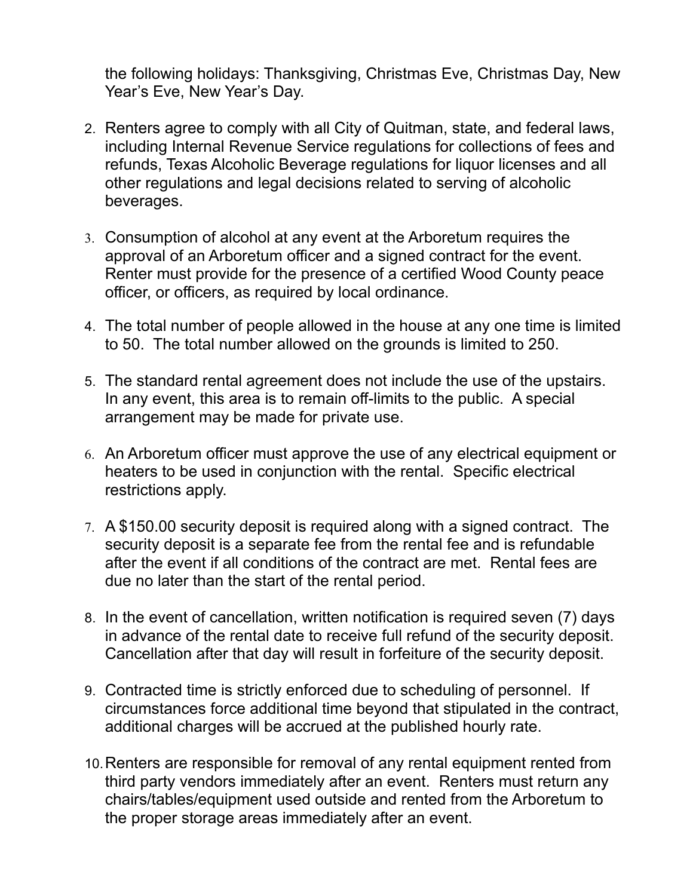the following holidays: Thanksgiving, Christmas Eve, Christmas Day, New Year's Eve, New Year's Day.

2. Renters agree to comply with all City of Quitman, state, and federal laws, including Internal Revenue Service regulations for collections of fees and refunds, Texas Alcoholic Beverage regulations for liquor licenses and all other regulations and legal decisions related to serving of alcoholic beverages.

3. Consumption of alcohol at any event at the Arboretum requires the approval of an Arboretum officer and a signed contract for the event. Renter must provide for the presence of a certified Wood County peace officer, or officers, as required by local ordinance.

4. The total number of people allowed in the house at any one time is limited to 50. The total number allowed on the grounds is limited to 250.

5. The standard rental agreement does not include the use of the upstairs. In any event, this area is to remain off-limits to the public. A special arrangement may be made for private use.

6. An Arboretum officer must approve the use of any electrical equipment or heaters to be used in conjunction with the rental. Specific electrical restrictions apply.

7. A $150.00 security deposit is required along with a signed contract. The security deposit is a separate fee from the rental fee and is refundable after the event if all conditions of the contract are met. Rental fees are due no later than the start of the rental period.

8. In the event of cancellation, written notification is required seven (7) days in advance of the rental date to receive full refund of the security deposit. Cancellation after that day will result in forfeiture of the security deposit.

9. Contracted time is strictly enforced due to scheduling of personnel. If circumstances force additional time beyond that stipulated in the contract, additional charges will be accrued at the published hourly rate.

10. Renters are responsible for removal of any rental equipment rented from third party vendors immediately after an event. Renters must return any chairs/tables/equipment used outside and rented from the Arboretum to the proper storage areas immediately after an event.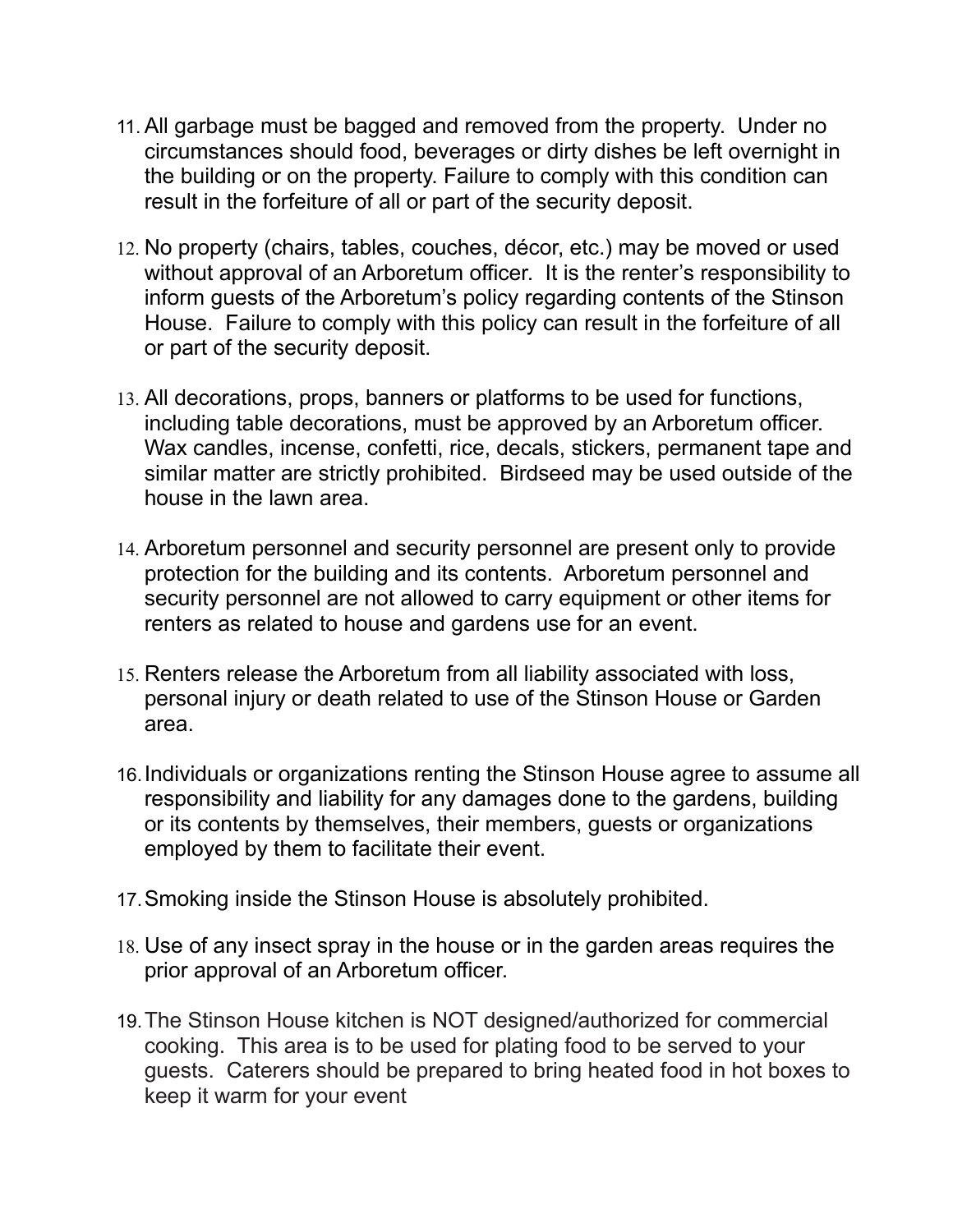11. All garbage must be bagged and removed from the property. Under no circumstances should food, beverages or dirty dishes be left overnight in the building or on the property. Failure to comply with this condition can result in the forfeiture of all or part of the security deposit.

12. No property (chairs, tables, couches, décor, etc.) may be moved or used without approval of an Arboretum officer. It is the renter's responsibility to inform guests of the Arboretum's policy regarding contents of the Stinson House. Failure to comply with this policy can result in the forfeiture of all or part of the security deposit.

13. All decorations, props, banners or platforms to be used for functions, including table decorations, must be approved by an Arboretum officer. Wax candles, incense, confetti, rice, decals, stickers, permanent tape and similar matter are strictly prohibited. Birdseed may be used outside of the house in the lawn area.

14. Arboretum personnel and security personnel are present only to provide protection for the building and its contents. Arboretum personnel and security personnel are not allowed to carry equipment or other items for renters as related to house and gardens use for an event.

15. Renters release the Arboretum from all liability associated with loss, personal injury or death related to use of the Stinson House or Garden area.

16. Individuals or organizations renting the Stinson House agree to assume all responsibility and liability for any damages done to the gardens, building or its contents by themselves, their members, guests or organizations employed by them to facilitate their event.

17. Smoking inside the Stinson House is absolutely prohibited.

18. Use of any insect spray in the house or in the garden areas requires the prior approval of an Arboretum officer.

19. The Stinson House kitchen is NOT designed/authorized for commercial cooking. This area is to be used for plating food to be served to your guests. Caterers should be prepared to bring heated food in hot boxes to keep it warm for your event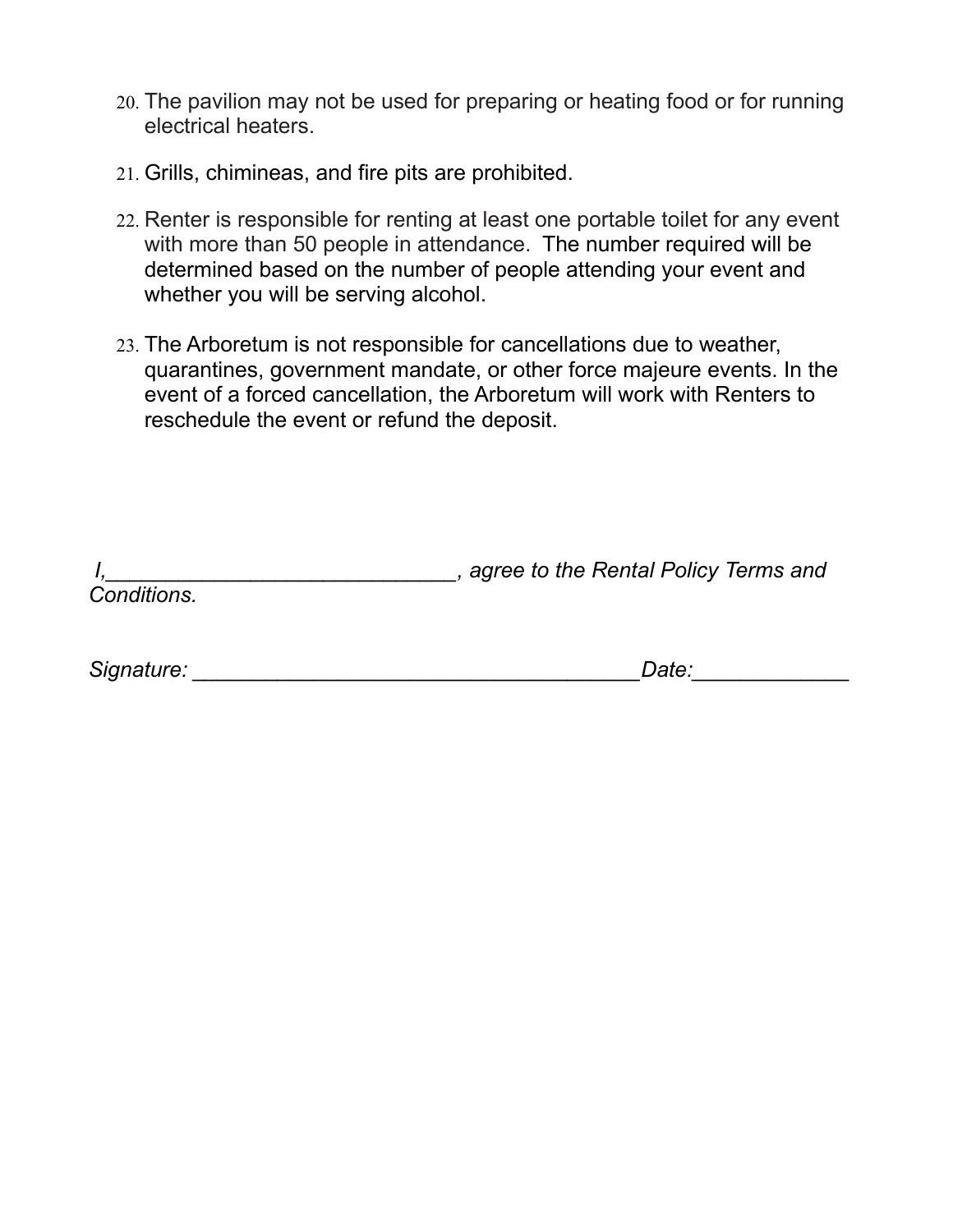20. The pavilion may not be used for preparing or heating food or for running electrical heaters.

21. Grills, chimineas, and fire pits are prohibited.

22. Renter is responsible for renting at least one portable toilet for any event with more than 50 people in attendance. The number required will be determined based on the number of people attending your event and whether you will be serving alcohol.

23. The Arboretum is not responsible for cancellations due to weather, quarantines, government mandate, or other force majeure events. In the event of a forced cancellation, the Arboretum will work with Renters to reschedule the event or refund the deposit.

*I,_____________________________, agree to the Rental Policy Terms and Conditions.*

*Signature:* _____________________________________*Date:*_____________